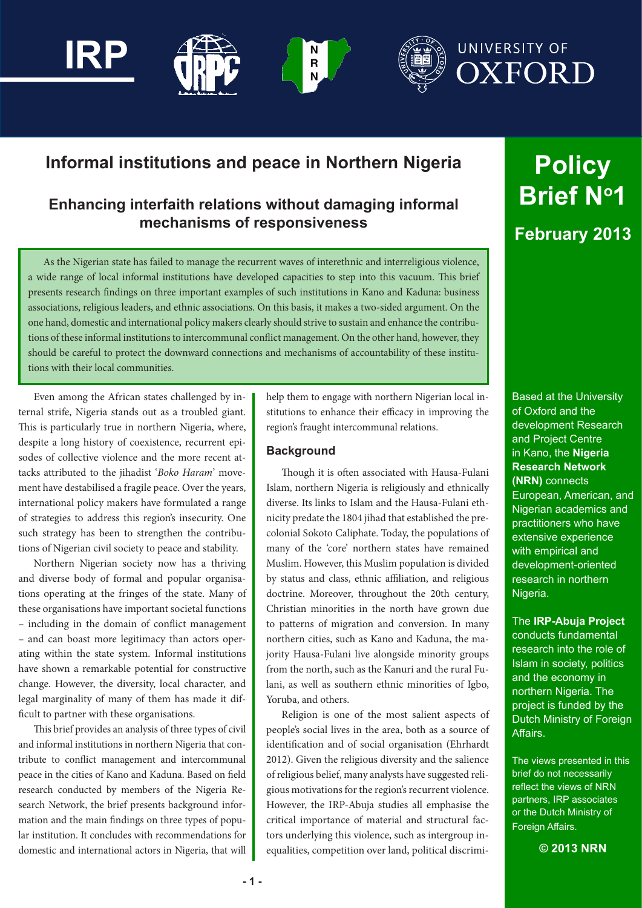# Informal institutions and peace in Northern Nigeria

## Enhancing interfaith relations without damaging informal mechanisms of responsiveness

**Policy Brief N°1**

**February 2013**

As the Nigerian state has failed to manage the recurrent waves of interethnic and interreligious violence, a wide range of local informal institutions have developed capacities to step into this vacuum. This brief presents research findings on three important examples of such institutions in Kano and Kaduna: business associations, religious leaders, and ethnic associations. On this basis, it makes a two-sided argument. On the one hand, domestic and international policy makers clearly should strive to sustain and enhance the contributions of these informal institutions to intercommunal conflict management. On the other hand, however, they should be careful to protect the downward connections and mechanisms of accountability of these institutions with their local communities.

Even among the African states challenged by internal strife, Nigeria stands out as a troubled giant. This is particularly true in northern Nigeria, where, despite a long history of coexistence, recurrent episodes of collective violence and the more recent attacks attributed to the jihadist '*Boko Haram*' movement have destabilised a fragile peace. Over the years, international policy makers have formulated a range of strategies to address this region's insecurity. One such strategy has been to strengthen the contributions of Nigerian civil society to peace and stability.

Northern Nigerian society now has a thriving and diverse body of formal and popular organisations operating at the fringes of the state. Many of these organisations have important societal functions – including in the domain of conflict management – and can boast more legitimacy than actors operating within the state system. Informal institutions have shown a remarkable potential for constructive change. However, the diversity, local character, and legal marginality of many of them has made it difficult to partner with these organisations.

This brief provides an analysis of three types of civil and informal institutions in northern Nigeria that contribute to conflict management and intercommunal peace in the cities of Kano and Kaduna. Based on field research conducted by members of the Nigeria Research Network, the brief presents background information and the main findings on three types of popular institution. It concludes with recommendations for domestic and international actors in Nigeria, that will help them to engage with northern Nigerian local institutions to enhance their efficacy in improving the region's fraught intercommunal relations.

### Background

Though it is often associated with Hausa-Fulani Islam, northern Nigeria is religiously and ethnically diverse. Its links to Islam and the Hausa-Fulani ethnicity predate the 1804 jihad that established the precolonial Sokoto Caliphate. Today, the populations of many of the 'core' northern states have remained Muslim. However, this Muslim population is divided by status and class, ethnic affiliation, and religious doctrine. Moreover, throughout the 20th century, Christian minorities in the north have grown due to patterns of migration and conversion. In many northern cities, such as Kano and Kaduna, the majority Hausa-Fulani live alongside minority groups from the north, such as the Kanuri and the rural Fulani, as well as southern ethnic minorities of Igbo, Yoruba, and others.

Religion is one of the most salient aspects of people's social lives in the area, both as a source of identification and of social organisation (Ehrhardt 2012). Given the religious diversity and the salience of religious belief, many analysts have suggested religious motivations for the region's recurrent violence. However, the IRP-Abuja studies all emphasise the critical importance of material and structural factors underlying this violence, such as intergroup inequalities, competition over land, political discrimi-

---

Based at the University of Oxford and the development Research and Project Centre in Kano, the **Nigeria Research Network (NRN)** connects European, American, and Nigerian academics and practitioners who have extensive experience with empirical and development-oriented research in northern Nigeria.

The **IRP-Abuja Project** conducts fundamental research into the role of Islam in society, politics and the economy in northern Nigeria. The project is funded by the Dutch Ministry of Foreign Affairs.

The views presented in this brief do not necessarily reflect the views of NRN partners, IRP associates or the Dutch Ministry of Foreign Affairs.

**© 2013 NRN**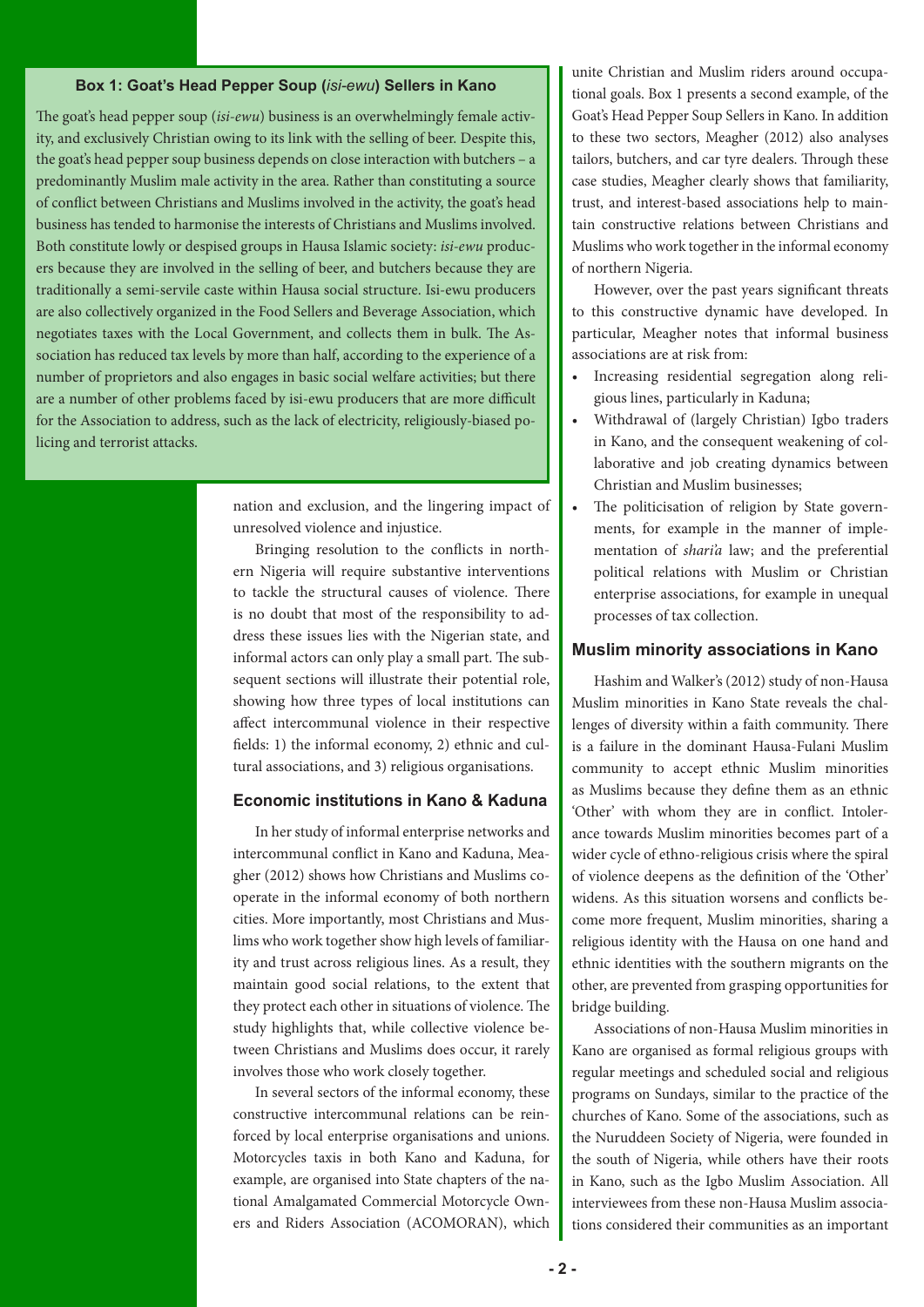### Box 1: Goat's Head Pepper Soup (*isi-ewu*) Sellers in Kano

The goat's head pepper soup (*isi-ewu*) business is an overwhelmingly female activity, and exclusively Christian owing to its link with the selling of beer. Despite this, the goat's head pepper soup business depends on close interaction with butchers – a predominantly Muslim male activity in the area. Rather than constituting a source of conflict between Christians and Muslims involved in the activity, the goat's head business has tended to harmonise the interests of Christians and Muslims involved. Both constitute lowly or despised groups in Hausa Islamic society: *isi-ewu* producers because they are involved in the selling of beer, and butchers because they are traditionally a semi-servile caste within Hausa social structure. Isi-ewu producers are also collectively organized in the Food Sellers and Beverage Association, which negotiates taxes with the Local Government, and collects them in bulk. The Association has reduced tax levels by more than half, according to the experience of a number of proprietors and also engages in basic social welfare activities; but there are a number of other problems faced by isi-ewu producers that are more difficult for the Association to address, such as the lack of electricity, religiously-biased policing and terrorist attacks.

nation and exclusion, and the lingering impact of unresolved violence and injustice.

Bringing resolution to the conflicts in northern Nigeria will require substantive interventions to tackle the structural causes of violence. There is no doubt that most of the responsibility to address these issues lies with the Nigerian state, and informal actors can only play a small part. The subsequent sections will illustrate their potential role, showing how three types of local institutions can affect intercommunal violence in their respective fields: 1) the informal economy, 2) ethnic and cultural associations, and 3) religious organisations.

## Economic institutions in Kano & Kaduna

In her study of informal enterprise networks and intercommunal conflict in Kano and Kaduna, Meagher (2012) shows how Christians and Muslims cooperate in the informal economy of both northern cities. More importantly, most Christians and Muslims who work together show high levels of familiarity and trust across religious lines. As a result, they maintain good social relations, to the extent that they protect each other in situations of violence. The study highlights that, while collective violence between Christians and Muslims does occur, it rarely involves those who work closely together.

In several sectors of the informal economy, these constructive intercommunal relations can be reinforced by local enterprise organisations and unions. Motorcycles taxis in both Kano and Kaduna, for example, are organised into State chapters of the national Amalgamated Commercial Motorcycle Owners and Riders Association (ACOMORAN), which unite Christian and Muslim riders around occupational goals. Box 1 presents a second example, of the Goat's Head Pepper Soup Sellers in Kano. In addition to these two sectors, Meagher (2012) also analyses tailors, butchers, and car tyre dealers. Through these case studies, Meagher clearly shows that familiarity, trust, and interest-based associations help to maintain constructive relations between Christians and Muslims who work together in the informal economy of northern Nigeria.

However, over the past years significant threats to this constructive dynamic have developed. In particular, Meagher notes that informal business associations are at risk from:

- Increasing residential segregation along religious lines, particularly in Kaduna;
- Withdrawal of (largely Christian) Igbo traders in Kano, and the consequent weakening of collaborative and job creating dynamics between Christian and Muslim businesses;
- The politicisation of religion by State governments, for example in the manner of implementation of *shari'a* law; and the preferential political relations with Muslim or Christian enterprise associations, for example in unequal processes of tax collection.

## Muslim minority associations in Kano

Hashim and Walker's (2012) study of non-Hausa Muslim minorities in Kano State reveals the challenges of diversity within a faith community. There is a failure in the dominant Hausa-Fulani Muslim community to accept ethnic Muslim minorities as Muslims because they define them as an ethnic 'Other' with whom they are in conflict. Intolerance towards Muslim minorities becomes part of a wider cycle of ethno-religious crisis where the spiral of violence deepens as the definition of the 'Other' widens. As this situation worsens and conflicts become more frequent, Muslim minorities, sharing a religious identity with the Hausa on one hand and ethnic identities with the southern migrants on the other, are prevented from grasping opportunities for bridge building.

Associations of non-Hausa Muslim minorities in Kano are organised as formal religious groups with regular meetings and scheduled social and religious programs on Sundays, similar to the practice of the churches of Kano. Some of the associations, such as the Nuruddeen Society of Nigeria, were founded in the south of Nigeria, while others have their roots in Kano, such as the Igbo Muslim Association. All interviewees from these non-Hausa Muslim associations considered their communities as an important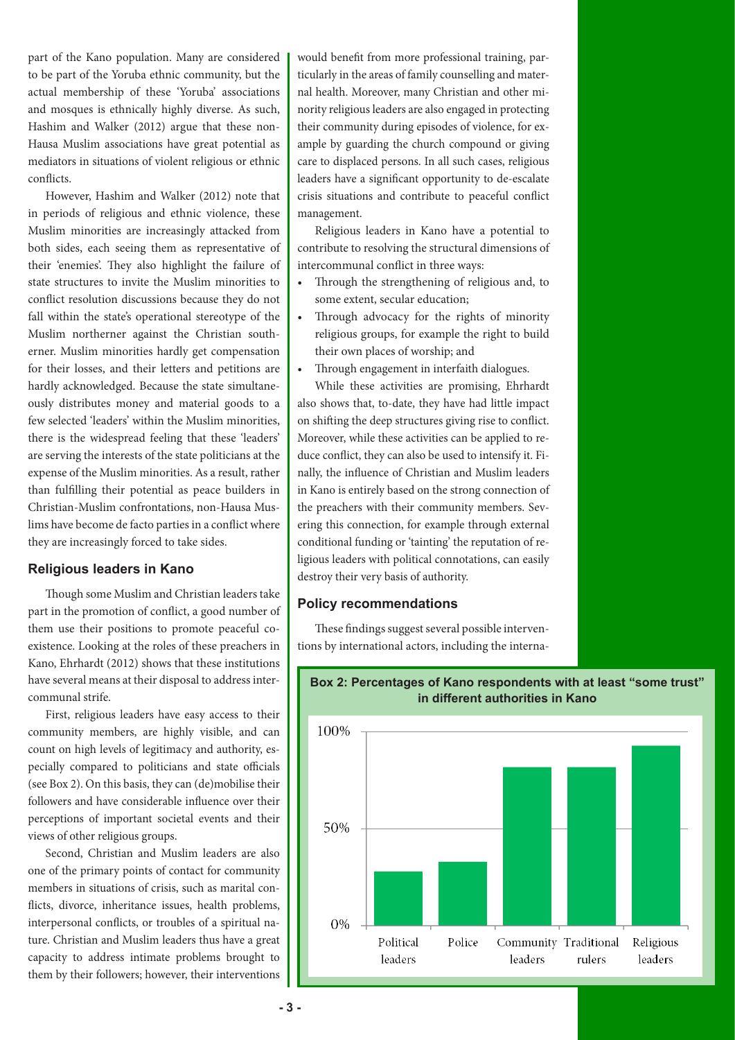part of the Kano population. Many are considered to be part of the Yoruba ethnic community, but the actual membership of these 'Yoruba' associations and mosques is ethnically highly diverse. As such, Hashim and Walker (2012) argue that these non-Hausa Muslim associations have great potential as mediators in situations of violent religious or ethnic conflicts.

However, Hashim and Walker (2012) note that in periods of religious and ethnic violence, these Muslim minorities are increasingly attacked from both sides, each seeing them as representative of their 'enemies'. They also highlight the failure of state structures to invite the Muslim minorities to conflict resolution discussions because they do not fall within the state's operational stereotype of the Muslim northerner against the Christian southerner. Muslim minorities hardly get compensation for their losses, and their letters and petitions are hardly acknowledged. Because the state simultaneously distributes money and material goods to a few selected 'leaders' within the Muslim minorities, there is the widespread feeling that these 'leaders' are serving the interests of the state politicians at the expense of the Muslim minorities. As a result, rather than fulfilling their potential as peace builders in Christian-Muslim confrontations, non-Hausa Muslims have become de facto parties in a conflict where they are increasingly forced to take sides.

### Religious leaders in Kano

Though some Muslim and Christian leaders take part in the promotion of conflict, a good number of them use their positions to promote peaceful coexistence. Looking at the roles of these preachers in Kano, Ehrhardt (2012) shows that these institutions have several means at their disposal to address intercommunal strife.

First, religious leaders have easy access to their community members, are highly visible, and can count on high levels of legitimacy and authority, especially compared to politicians and state officials (see Box 2). On this basis, they can (de)mobilise their followers and have considerable influence over their perceptions of important societal events and their views of other religious groups.

Second, Christian and Muslim leaders are also one of the primary points of contact for community members in situations of crisis, such as marital conflicts, divorce, inheritance issues, health problems, interpersonal conflicts, or troubles of a spiritual nature. Christian and Muslim leaders thus have a great capacity to address intimate problems brought to them by their followers; however, their interventions would benefit from more professional training, particularly in the areas of family counselling and maternal health. Moreover, many Christian and other minority religious leaders are also engaged in protecting their community during episodes of violence, for example by guarding the church compound or giving care to displaced persons. In all such cases, religious leaders have a significant opportunity to de-escalate crisis situations and contribute to peaceful conflict management.

Religious leaders in Kano have a potential to contribute to resolving the structural dimensions of intercommunal conflict in three ways:

- Through the strengthening of religious and, to some extent, secular education;
- Through advocacy for the rights of minority religious groups, for example the right to build their own places of worship; and
- Through engagement in interfaith dialogues.

While these activities are promising, Ehrhardt also shows that, to-date, they have had little impact on shifting the deep structures giving rise to conflict. Moreover, while these activities can be applied to reduce conflict, they can also be used to intensify it. Finally, the influence of Christian and Muslim leaders in Kano is entirely based on the strong connection of the preachers with their community members. Severing this connection, for example through external conditional funding or 'tainting' the reputation of religious leaders with political connotations, can easily destroy their very basis of authority.

### Policy recommendations

These findings suggest several possible interventions by international actors, including the interna-

**Box 2: Percentages of Kano respondents with at least "some trust" in different authorities in Kano**

| Authority | Approx. % with at least "some trust" |
|---|---|
| Political leaders | ~28% |
| Police | ~33% |
| Community leaders | ~82% |
| Traditional rulers | ~82% |
| Religious leaders | ~93% |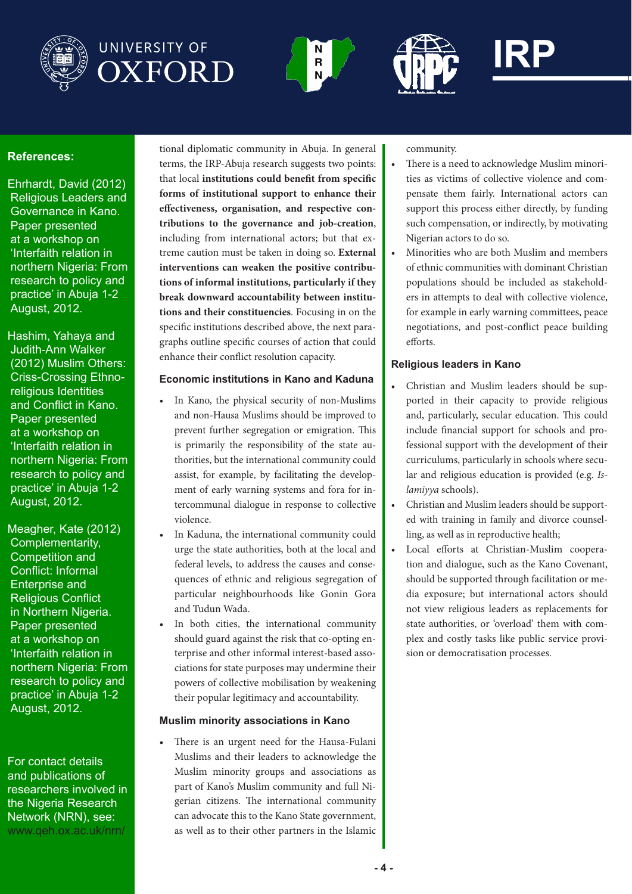tional diplomatic community in Abuja. In general terms, the IRP-Abuja research suggests two points: that local **institutions could benefit from specific forms of institutional support to enhance their effectiveness, organisation, and respective contributions to the governance and job-creation**, including from international actors; but that extreme caution must be taken in doing so. **External interventions can weaken the positive contributions of informal institutions, particularly if they break downward accountability between institutions and their constituencies**. Focusing in on the specific institutions described above, the next paragraphs outline specific courses of action that could enhance their conflict resolution capacity.

### Economic institutions in Kano and Kaduna

- In Kano, the physical security of non-Muslims and non-Hausa Muslims should be improved to prevent further segregation or emigration. This is primarily the responsibility of the state authorities, but the international community could assist, for example, by facilitating the development of early warning systems and fora for intercommunal dialogue in response to collective violence.
- In Kaduna, the international community could urge the state authorities, both at the local and federal levels, to address the causes and consequences of ethnic and religious segregation of particular neighbourhoods like Gonin Gora and Tudun Wada.
- In both cities, the international community should guard against the risk that co-opting enterprise and other informal interest-based associations for state purposes may undermine their powers of collective mobilisation by weakening their popular legitimacy and accountability.

### Muslim minority associations in Kano

- There is an urgent need for the Hausa-Fulani Muslims and their leaders to acknowledge the Muslim minority groups and associations as part of Kano's Muslim community and full Nigerian citizens. The international community can advocate this to the Kano State government, as well as to their other partners in the Islamic community.
- There is a need to acknowledge Muslim minorities as victims of collective violence and compensate them fairly. International actors can support this process either directly, by funding such compensation, or indirectly, by motivating Nigerian actors to do so.
- Minorities who are both Muslim and members of ethnic communities with dominant Christian populations should be included as stakeholders in attempts to deal with collective violence, for example in early warning committees, peace negotiations, and post-conflict peace building efforts.

### Religious leaders in Kano

- Christian and Muslim leaders should be supported in their capacity to provide religious and, particularly, secular education. This could include financial support for schools and professional support with the development of their curriculums, particularly in schools where secular and religious education is provided (e.g. *Islamiyya* schools).
- Christian and Muslim leaders should be supported with training in family and divorce counselling, as well as in reproductive health;
- Local efforts at Christian-Muslim cooperation and dialogue, such as the Kano Covenant, should be supported through facilitation or media exposure; but international actors should not view religious leaders as replacements for state authorities, or 'overload' them with complex and costly tasks like public service provision or democratisation processes.

### References:

Ehrhardt, David (2012) Religious Leaders and Governance in Kano. Paper presented at a workshop on 'Interfaith relation in northern Nigeria: From research to policy and practice' in Abuja 1-2 August, 2012.

Hashim, Yahaya and Judith-Ann Walker (2012) Muslim Others: Criss-Crossing Ethno-religious Identities and Conflict in Kano. Paper presented at a workshop on 'Interfaith relation in northern Nigeria: From research to policy and practice' in Abuja 1-2 August, 2012.

Meagher, Kate (2012) Complementarity, Competition and Conflict: Informal Enterprise and Religious Conflict in Northern Nigeria. Paper presented at a workshop on 'Interfaith relation in northern Nigeria: From research to policy and practice' in Abuja 1-2 August, 2012.

For contact details and publications of researchers involved in the Nigeria Research Network (NRN), see: www.qeh.ox.ac.uk/nrn/